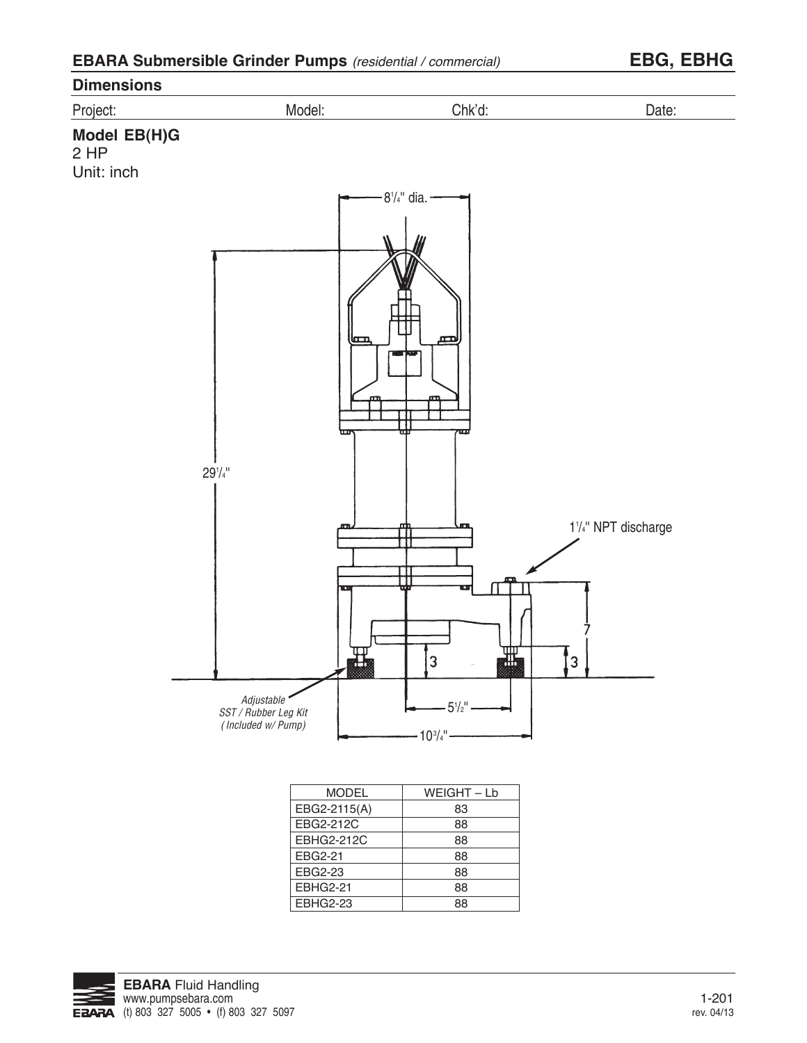# EBARA Submersible Grinder Pumps *(residential / commercial)* — EBG, EBHG

## Dimensions

Project: Model: Chk'd: Date:

**Model EB(H)G**
2 HP
Unit: inch

8¼" dia.

29¼"

1¼" NPT discharge

7

3

3

*Adjustable SST / Rubber Leg Kit (Included w/ Pump)*

5½"

10¾"

| MODEL | WEIGHT – Lb |
|---|---|
| EBG2-2115(A) | 83 |
| EBG2-212C | 88 |
| EBHG2-212C | 88 |
| EBG2-21 | 88 |
| EBG2-23 | 88 |
| EBHG2-21 | 88 |
| EBHG2-23 | 88 |

**EBARA** Fluid Handling
www.pumpsebara.com
(t) 803 327 5005 • (f) 803 327 5097

1-201
rev. 04/13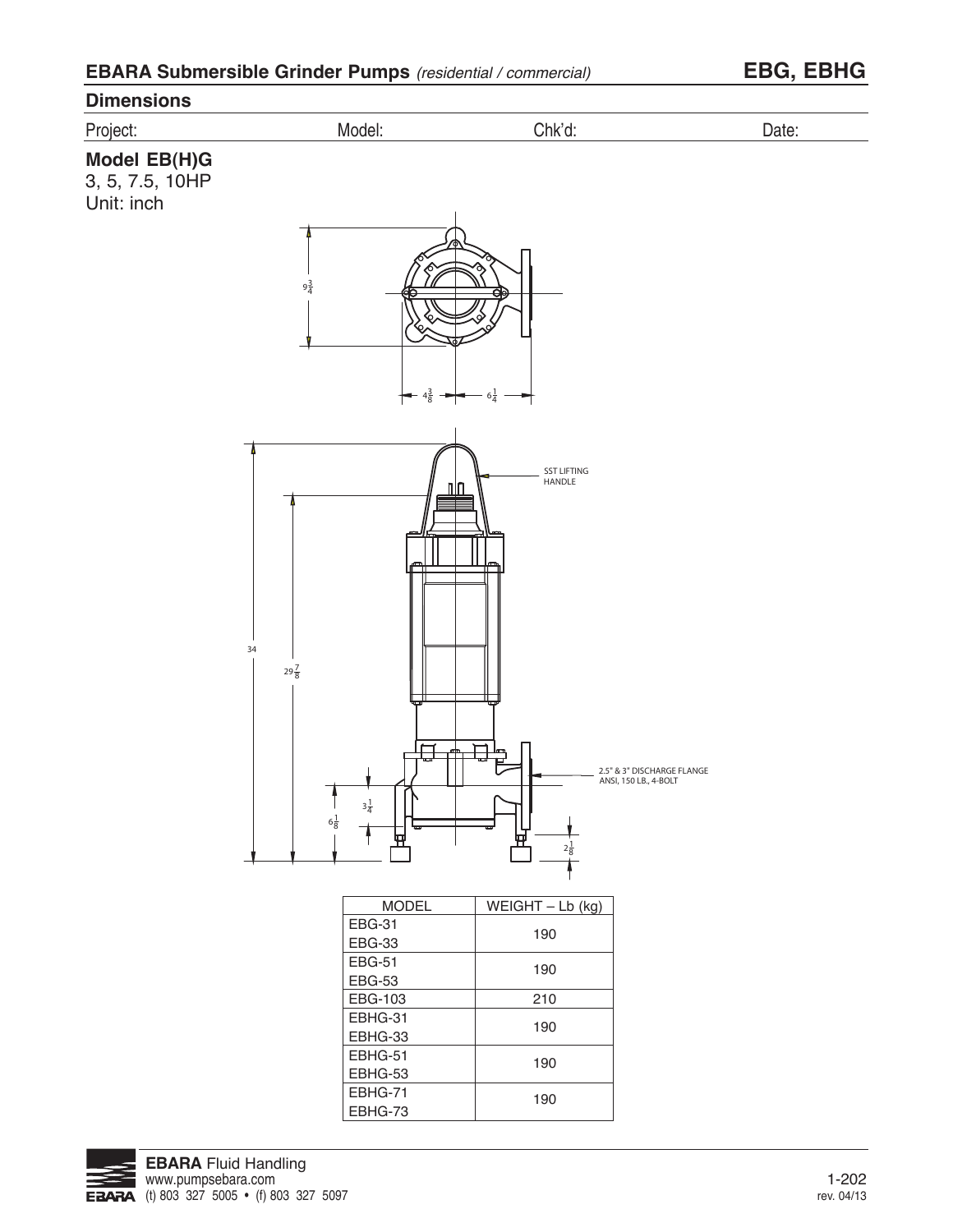# EBARA Submersible Grinder Pumps *(residential / commercial)* EBG, EBHG

## Dimensions

Project: Model: Chk'd: Date:

**Model EB(H)G**
3, 5, 7.5, 10HP
Unit: inch

| MODEL | WEIGHT – Lb (kg) |
|---|---|
| EBG-31<br>EBG-33 | 190 |
| EBG-51<br>EBG-53 | 190 |
| EBG-103 | 210 |
| EBHG-31<br>EBHG-33 | 190 |
| EBHG-51<br>EBHG-53 | 190 |
| EBHG-71<br>EBHG-73 | 190 |

**EBARA** Fluid Handling
www.pumpsebara.com
(t) 803 327 5005 • (f) 803 327 5097

1-202
rev. 04/13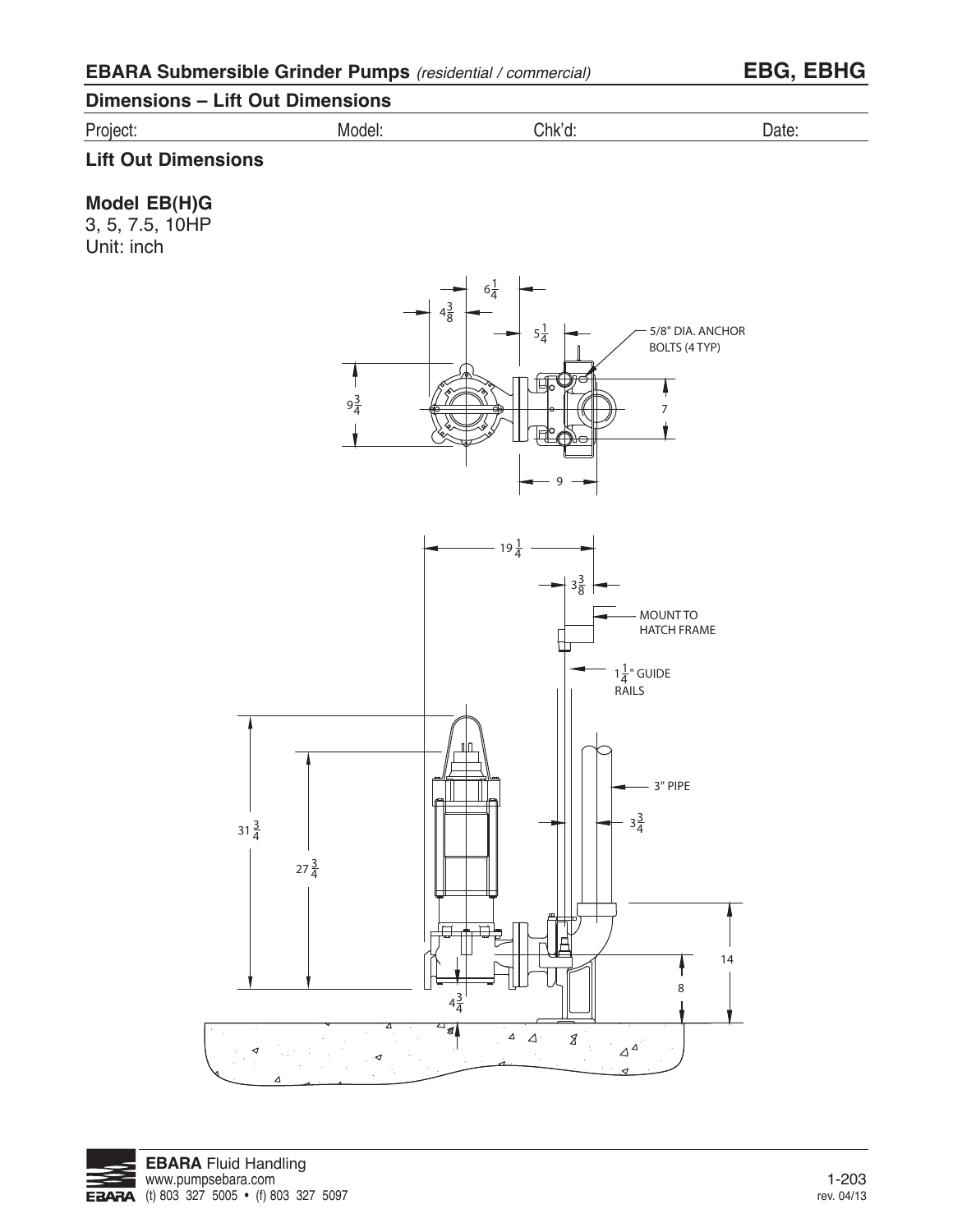## EBARA Submersible Grinder Pumps *(residential / commercial)* EBG, EBHG

### Dimensions – Lift Out Dimensions

Project: Model: Chk'd: Date:

### Lift Out Dimensions

**Model EB(H)G**
3, 5, 7.5, 10HP
Unit: inch

$6\frac{1}{4}$

$4\frac{3}{8}$

$5\frac{1}{4}$

5/8" DIA. ANCHOR BOLTS (4 TYP)

$9\frac{3}{4}$

7

9

$19\frac{1}{4}$

$3\frac{3}{8}$

MOUNT TO HATCH FRAME

$1\frac{1}{4}$" GUIDE RAILS

3" PIPE

$31\frac{3}{4}$

$27\frac{3}{4}$

$3\frac{3}{4}$

14

8

$4\frac{3}{4}$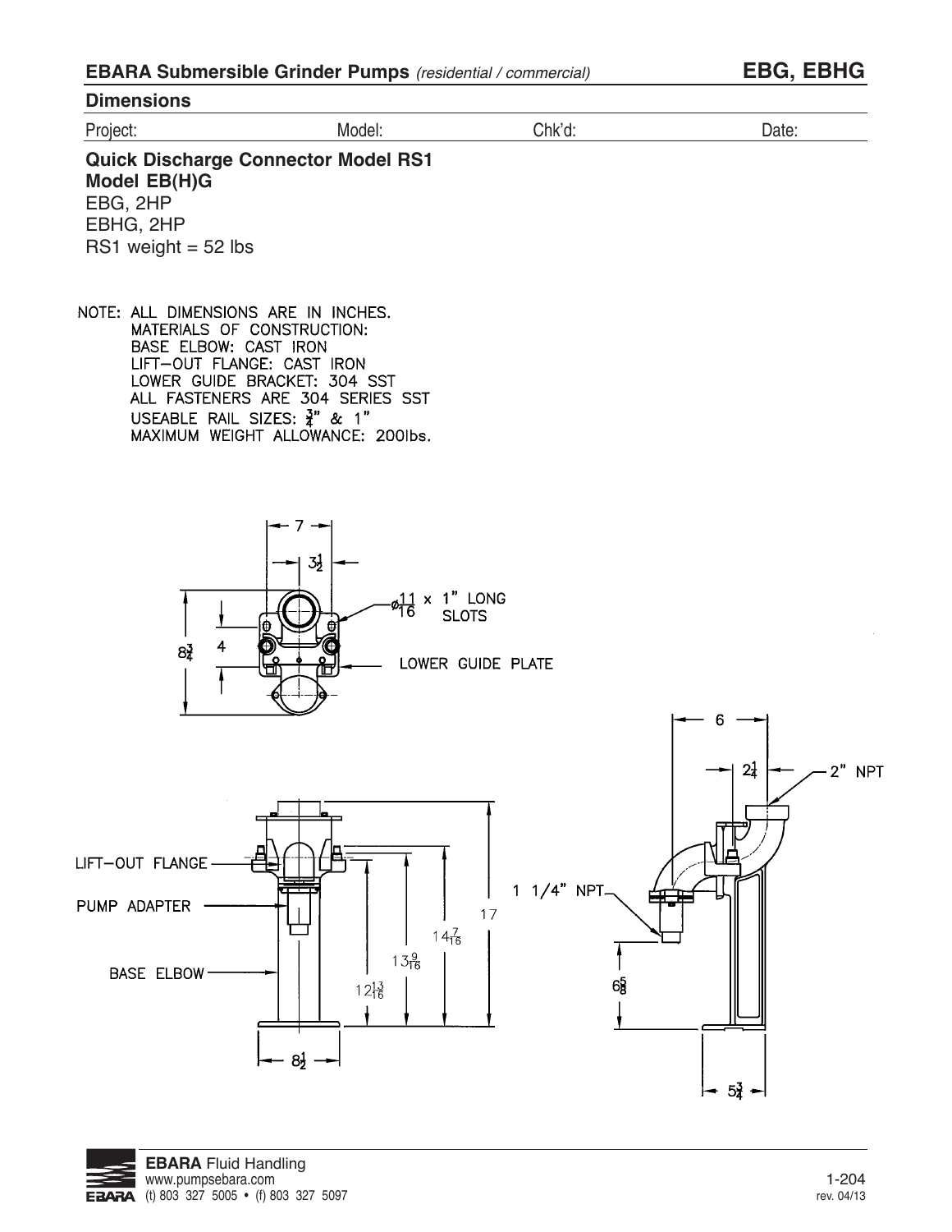## EBARA Submersible Grinder Pumps *(residential / commercial)* — EBG, EBHG

### Dimensions

Project: Model: Chk'd: Date:

**Quick Discharge Connector Model RS1**
**Model EB(H)G**
EBG, 2HP
EBHG, 2HP
RS1 weight = 52 lbs

NOTE: ALL DIMENSIONS ARE IN INCHES.
MATERIALS OF CONSTRUCTION:
BASE ELBOW: CAST IRON
LIFT-OUT FLANGE: CAST IRON
LOWER GUIDE BRACKET: 304 SST
ALL FASTENERS ARE 304 SERIES SST
USEABLE RAIL SIZES: 3/4" & 1"
MAXIMUM WEIGHT ALLOWANCE: 200lbs.

7
3 1/2
ø 11/16 x 1" LONG SLOTS
8 3/4
4
LOWER GUIDE PLATE

6
2 1/4
2" NPT

LIFT-OUT FLANGE
PUMP ADAPTER
BASE ELBOW
17
14 7/16
13 9/16
12 13/16
8 1/2
1 1/4" NPT
6 5/8
5 3/4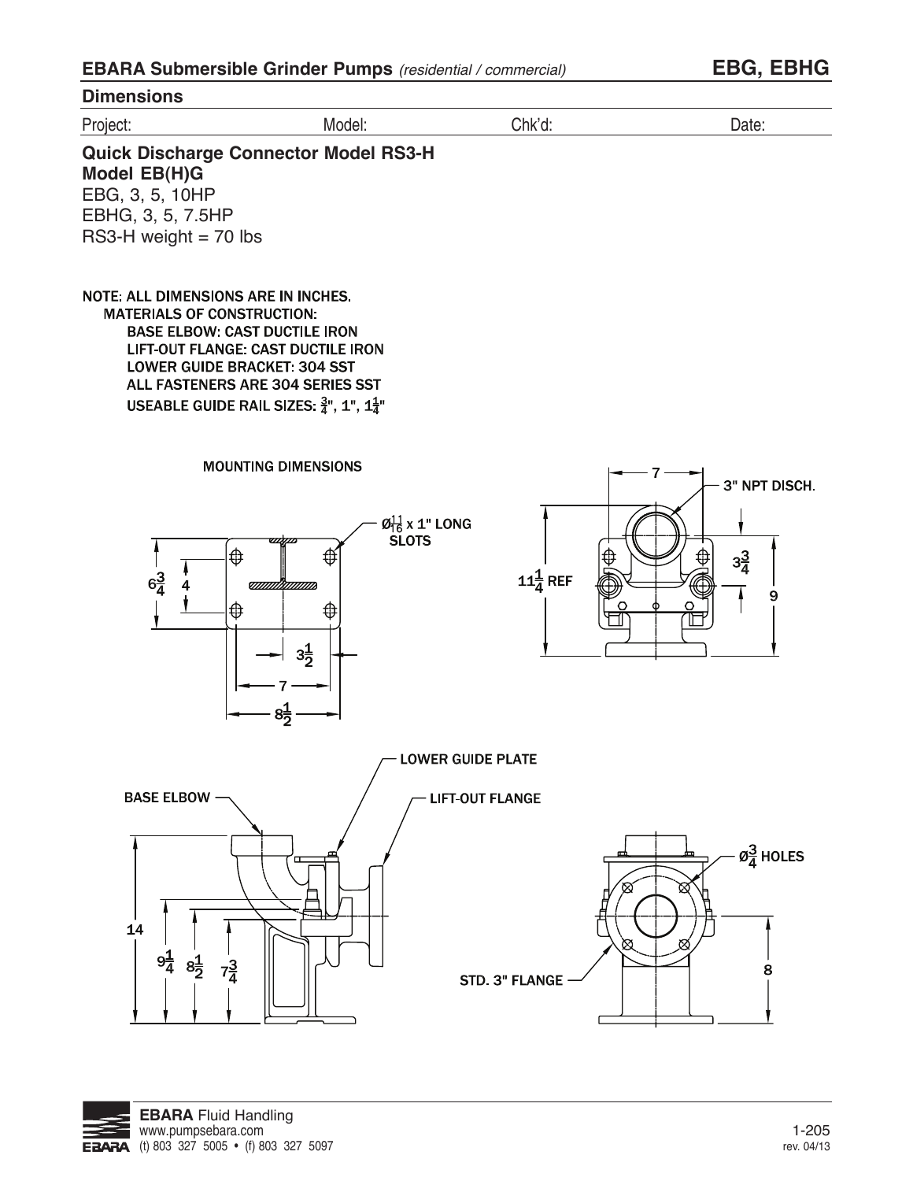**EBARA Submersible Grinder Pumps** *(residential / commercial)* **EBG, EBHG**

## Dimensions

Project: Model: Chk'd: Date:

### Quick Discharge Connector Model RS3-H

**Model EB(H)G**

EBG, 3, 5, 10HP

EBHG, 3, 5, 7.5HP

RS3-H weight = 70 lbs

NOTE: ALL DIMENSIONS ARE IN INCHES.

MATERIALS OF CONSTRUCTION:

- BASE ELBOW: CAST DUCTILE IRON
- LIFT-OUT FLANGE: CAST DUCTILE IRON
- LOWER GUIDE BRACKET: 304 SST
- ALL FASTENERS ARE 304 SERIES SST
- USEABLE GUIDE RAIL SIZES: $\frac{3}{4}$", 1", $1\frac{1}{4}$"

MOUNTING DIMENSIONS

$Ø\frac{11}{16}$ x 1" LONG SLOTS

$6\frac{3}{4}$ 4 $3\frac{1}{2}$ 7 $8\frac{1}{2}$

7 3" NPT DISCH.

$11\frac{1}{4}$ REF $3\frac{3}{4}$ 9

LOWER GUIDE PLATE

BASE ELBOW

LIFT-OUT FLANGE

14 $9\frac{1}{4}$ $8\frac{1}{2}$ $7\frac{3}{4}$

$Ø\frac{3}{4}$ HOLES

STD. 3" FLANGE

8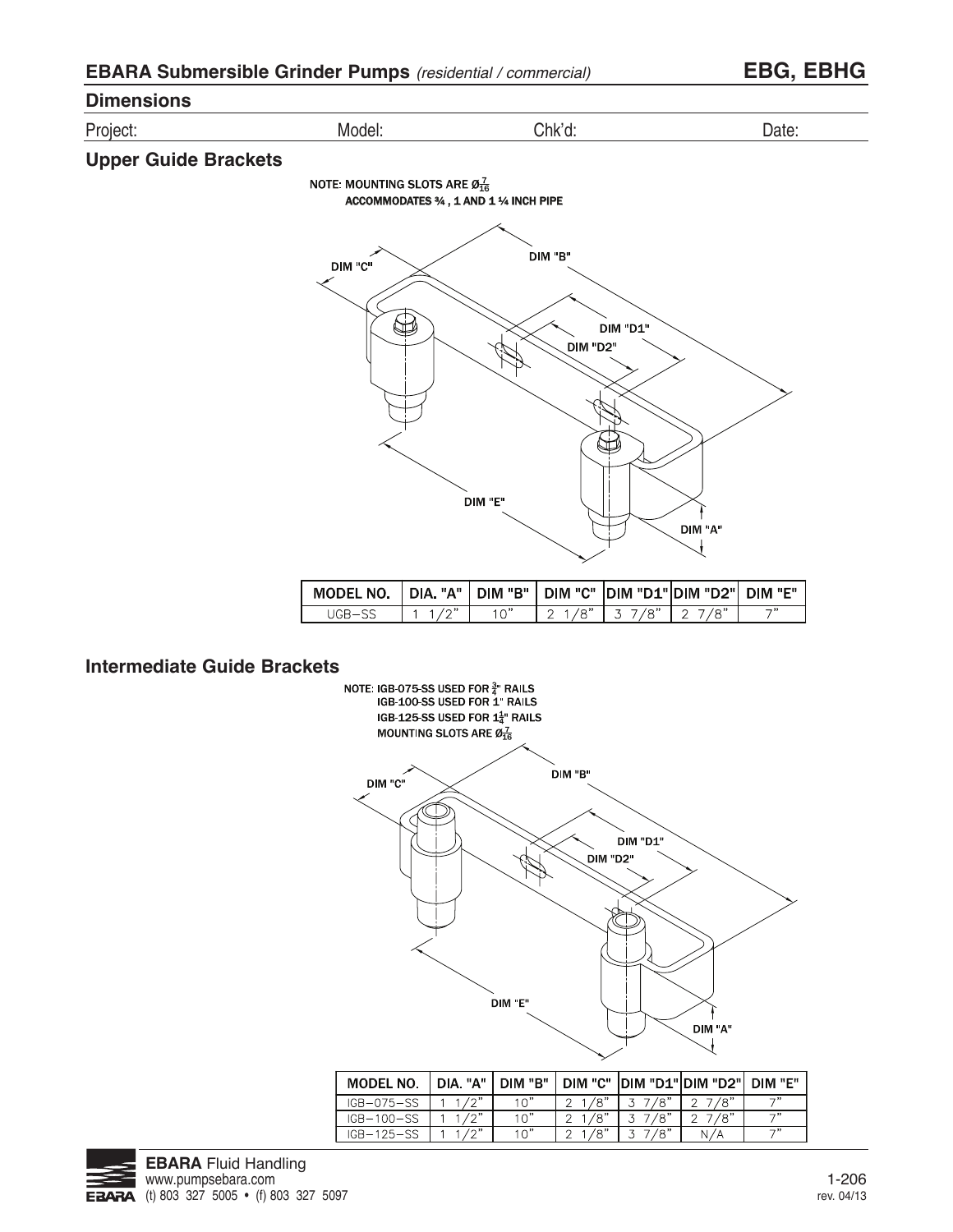## EBARA Submersible Grinder Pumps *(residential / commercial)* EBG, EBHG

### Dimensions

Project: Model: Chk'd: Date:

### Upper Guide Brackets

NOTE: MOUNTING SLOTS ARE Ø$\frac{7}{16}$
ACCOMMODATES ¾ , 1 AND 1 ¼ INCH PIPE

DIM "C"
DIM "B"
DIM "D1"
DIM "D2"
DIM "E"
DIM "A"

| MODEL NO. | DIA. "A" | DIM "B" | DIM "C" | DIM "D1" | DIM "D2" | DIM "E" |
|---|---|---|---|---|---|---|
| UGB–SS | 1 1/2" | 10" | 2 1/8" | 3 7/8" | 2 7/8" | 7" |

### Intermediate Guide Brackets

NOTE: IGB-075-SS USED FOR $\frac{3}{4}$" RAILS
IGB-100-SS USED FOR 1" RAILS
IGB-125-SS USED FOR 1$\frac{1}{4}$" RAILS
MOUNTING SLOTS ARE Ø$\frac{7}{16}$

DIM "C"
DIM "B"
DIM "D1"
DIM "D2"
DIM "E"
DIM "A"

| MODEL NO. | DIA. "A" | DIM "B" | DIM "C" | DIM "D1" | DIM "D2" | DIM "E" |
|---|---|---|---|---|---|---|
| IGB–075–SS | 1 1/2" | 10" | 2 1/8" | 3 7/8" | 2 7/8" | 7" |
| IGB–100–SS | 1 1/2" | 10" | 2 1/8" | 3 7/8" | 2 7/8" | 7" |
| IGB–125–SS | 1 1/2" | 10" | 2 1/8" | 3 7/8" | N/A | 7" |

**EBARA** Fluid Handling
www.pumpsebara.com
(t) 803 327 5005 • (f) 803 327 5097

1-206
rev. 04/13